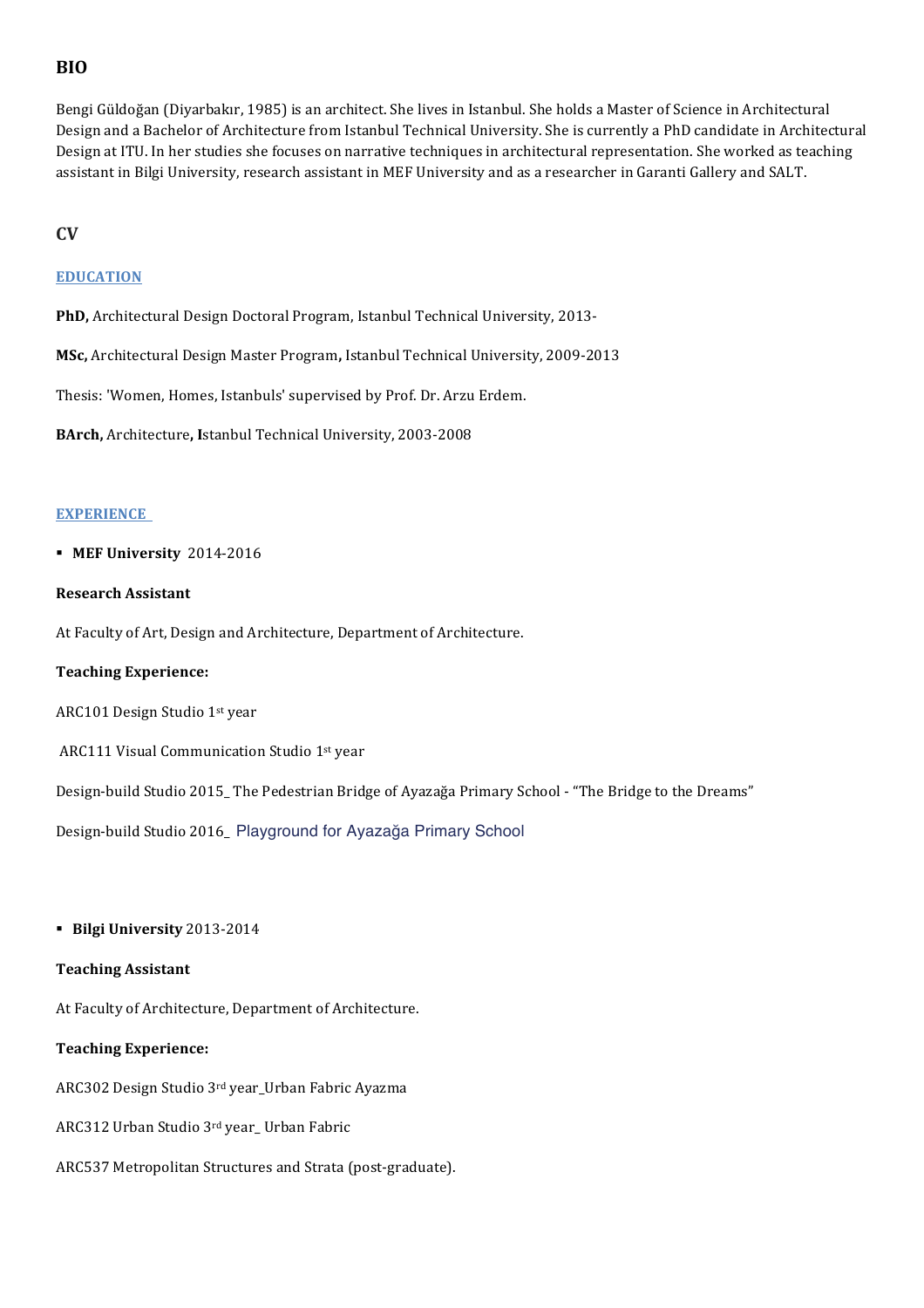## BIO

Bengi Güldoğan (Diyarbakır, 1985) is an architect. She lives in Istanbul. She holds a Master of Science in Architectural Design and a Bachelor of Architecture from Istanbul Technical University. She is currently a PhD candidate in Architectural Design at ITU. In her studies she focuses on narrative techniques in architectural representation. She worked as teaching assistant in Bilgi University, research assistant in MEF University and as a researcher in Garanti Gallery and SALT.

## CV

### EDUCATION

**PhD,** Architectural Design Doctoral Program, Istanbul Technical University, 2013-

**MSc,** Architectural Design Master Program**,** Istanbul Technical University, 2009-2013

Thesis: 'Women, Homes, Istanbuls' supervised by Prof. Dr. Arzu Erdem.

**BArch,** Architecture**, I**stanbul Technical University, 2003-2008

### EXPERIENCE

- **MEF University** 2014-2016

**Research Assistant**

At Faculty of Art, Design and Architecture, Department of Architecture.

**Teaching Experience:**

ARC101 Design Studio 1st year

ARC111 Visual Communication Studio 1st year

Design-build Studio 2015_ The Pedestrian Bridge of Ayazağa Primary School - "The Bridge to the Dreams"

Design-build Studio 2016_ Playground for Ayazağa Primary School

- **Bilgi University** 2013-2014

**Teaching Assistant**

At Faculty of Architecture, Department of Architecture.

**Teaching Experience:**

ARC302 Design Studio 3rd year_Urban Fabric Ayazma

ARC312 Urban Studio 3rd year_ Urban Fabric

ARC537 Metropolitan Structures and Strata (post-graduate).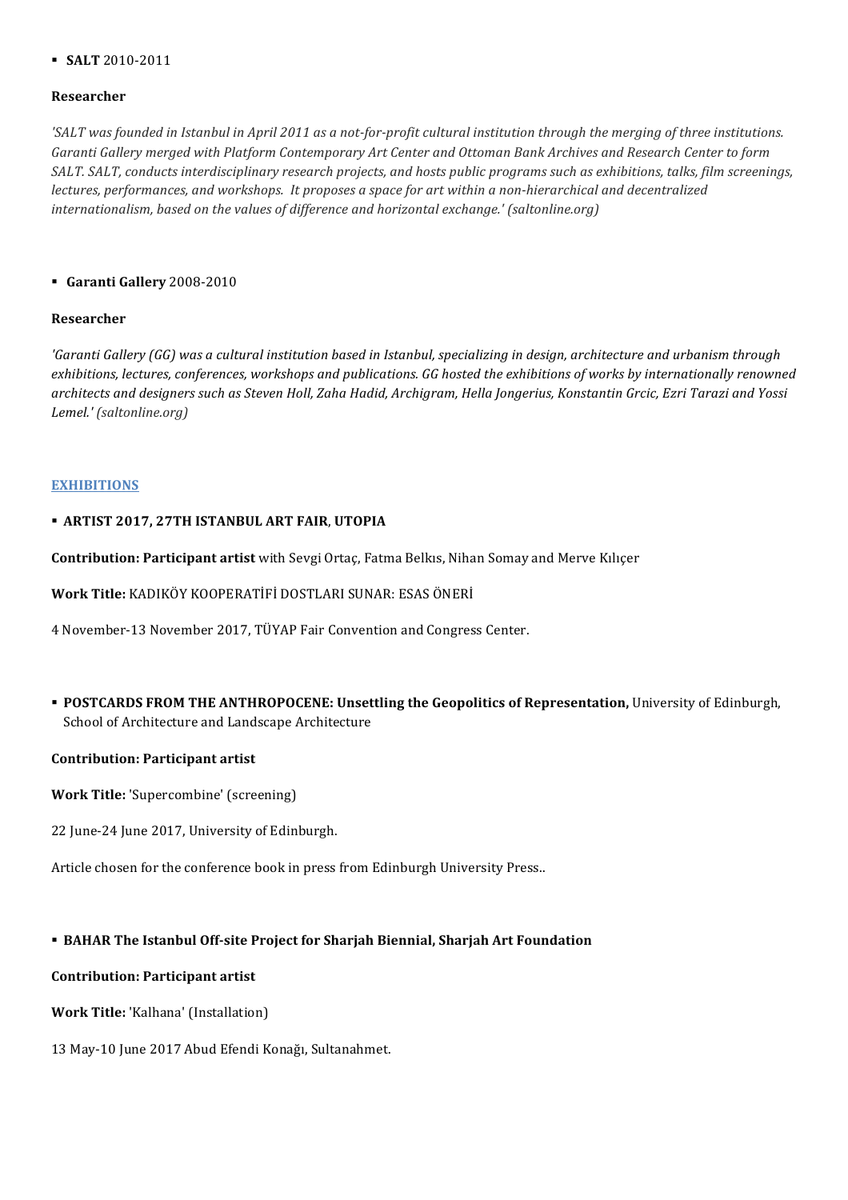- **SALT** 2010-2011

**Researcher**

*'SALT was founded in Istanbul in April 2011 as a not-for-profit cultural institution through the merging of three institutions. Garanti Gallery merged with Platform Contemporary Art Center and Ottoman Bank Archives and Research Center to form SALT. SALT, conducts interdisciplinary research projects, and hosts public programs such as exhibitions, talks, film screenings, lectures, performances, and workshops. It proposes a space for art within a non-hierarchical and decentralized internationalism, based on the values of difference and horizontal exchange.' (saltonline.org)*

- **Garanti Gallery** 2008-2010

**Researcher**

*'Garanti Gallery (GG) was a cultural institution based in Istanbul, specializing in design, architecture and urbanism through exhibitions, lectures, conferences, workshops and publications. GG hosted the exhibitions of works by internationally renowned architects and designers such as Steven Holl, Zaha Hadid, Archigram, Hella Jongerius, Konstantin Grcic, Ezri Tarazi and Yossi Lemel.' (saltonline.org)*

## EXHIBITIONS

- **ARTIST 2017, 27TH ISTANBUL ART FAIR**, **UTOPIA**

**Contribution: Participant artist** with Sevgi Ortaç, Fatma Belkıs, Nihan Somay and Merve Kılıçer

**Work Title:** KADIKÖY KOOPERATİFİ DOSTLARI SUNAR: ESAS ÖNERİ

4 November-13 November 2017, TÜYAP Fair Convention and Congress Center.

- **POSTCARDS FROM THE ANTHROPOCENE: Unsettling the Geopolitics of Representation,** University of Edinburgh, School of Architecture and Landscape Architecture

**Contribution: Participant artist**

**Work Title:** 'Supercombine' (screening)

22 June-24 June 2017, University of Edinburgh.

Article chosen for the conference book in press from Edinburgh University Press..

- **BAHAR The Istanbul Off-site Project for Sharjah Biennial, Sharjah Art Foundation**

**Contribution: Participant artist**

**Work Title:** 'Kalhana' (Installation)

13 May-10 June 2017 Abud Efendi Konağı, Sultanahmet.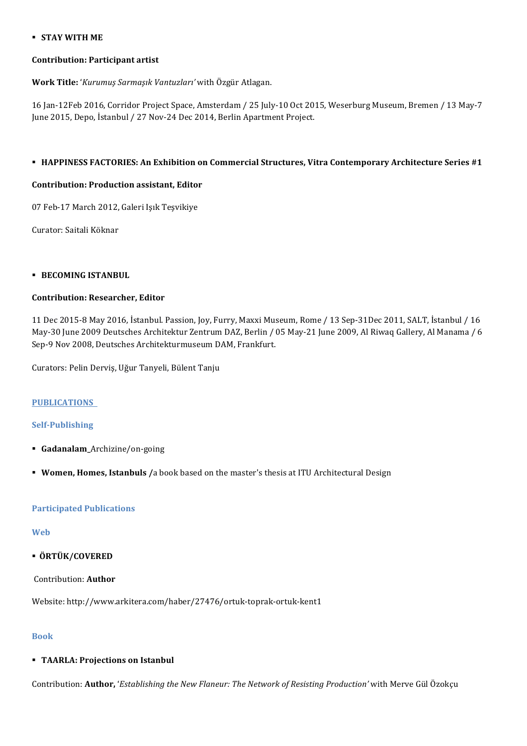- **STAY WITH ME**

**Contribution: Participant artist**

**Work Title:** '*Kurumuş Sarmaşık Vantuzları'* with Özgür Atlagan.

16 Jan-12Feb 2016, Corridor Project Space, Amsterdam / 25 July-10 Oct 2015, Weserburg Museum, Bremen / 13 May-7 June 2015, Depo, İstanbul / 27 Nov-24 Dec 2014, Berlin Apartment Project.

- **HAPPINESS FACTORIES: An Exhibition on Commercial Structures, Vitra Contemporary Architecture Series #1**

**Contribution: Production assistant, Editor**

07 Feb-17 March 2012, Galeri Işık Teşvikiye

Curator: Saitali Köknar

- **BECOMING ISTANBUL**

**Contribution: Researcher, Editor**

11 Dec 2015-8 May 2016, İstanbul. Passion, Joy, Furry, Maxxi Museum, Rome / 13 Sep-31Dec 2011, SALT, İstanbul / 16 May-30 June 2009 Deutsches Architektur Zentrum DAZ, Berlin / 05 May-21 June 2009, Al Riwaq Gallery, Al Manama / 6 Sep-9 Nov 2008, Deutsches Architekturmuseum DAM, Frankfurt.

Curators: Pelin Derviş, Uğur Tanyeli, Bülent Tanju

## PUBLICATIONS

### Self-Publishing

- **Gadanalam_**Archizine/on-going
- **Women, Homes, Istanbuls /**a book based on the master's thesis at ITU Architectural Design

### Participated Publications

#### Web

- **ÖRTÜK/COVERED**

Contribution: **Author**

Website: http://www.arkitera.com/haber/27476/ortuk-toprak-ortuk-kent1

#### Book

- **TAARLA: Projections on Istanbul**

Contribution: **Author,** '*Establishing the New Flaneur: The Network of Resisting Production'* with Merve Gül Özokçu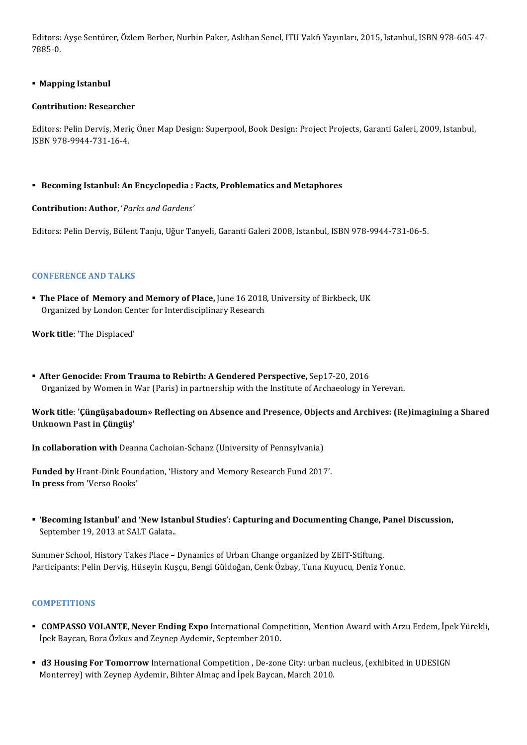Editors: Ayşe Sentürer, Özlem Berber, Nurbin Paker, Aslıhan Senel, ITU Vakfı Yayınları, 2015, Istanbul, ISBN 978-605-47-7885-0.

- **Mapping Istanbul**

**Contribution: Researcher**

Editors: Pelin Derviş, Meriç Öner Map Design: Superpool, Book Design: Project Projects, Garanti Galeri, 2009, Istanbul, ISBN 978-9944-731-16-4.

- **Becoming Istanbul: An Encyclopedia : Facts, Problematics and Metaphores**

**Contribution: Author**, '*Parks and Gardens'*

Editors: Pelin Derviş, Bülent Tanju, Uğur Tanyeli, Garanti Galeri 2008, Istanbul, ISBN 978-9944-731-06-5.

## CONFERENCE AND TALKS

- **The Place of Memory and Memory of Place,** June 16 2018, University of Birkbeck, UK
  Organized by London Center for Interdisciplinary Research

**Work title**: 'The Displaced'

- **After Genocide: From Trauma to Rebirth: A Gendered Perspective,** Sep17-20, 2016
  Organized by Women in War (Paris) in partnership with the Institute of Archaeology in Yerevan.

**Work title**: **'Çüngüşabadoum» Reflecting on Absence and Presence, Objects and Archives: (Re)imagining a Shared Unknown Past in Çüngüş'**

**In collaboration with** Deanna Cachoian-Schanz (University of Pennsylvania)

**Funded by** Hrant-Dink Foundation, 'History and Memory Research Fund 2017'.
**In press** from 'Verso Books'

- **'Becoming Istanbul' and 'New Istanbul Studies': Capturing and Documenting Change, Panel Discussion,** September 19, 2013 at SALT Galata..

Summer School, History Takes Place – Dynamics of Urban Change organized by ZEIT-Stiftung.
Participants: Pelin Derviş, Hüseyin Kuşçu, Bengi Güldoğan, Cenk Özbay, Tuna Kuyucu, Deniz Yonuc.

## COMPETITIONS

- **COMPASSO VOLANTE, Never Ending Expo** International Competition, Mention Award with Arzu Erdem, İpek Yürekli, İpek Baycan, Bora Özkus and Zeynep Aydemir, September 2010.
- **d3 Housing For Tomorrow** International Competition , De-zone City: urban nucleus, (exhibited in UDESIGN Monterrey) with Zeynep Aydemir, Bihter Almaç and İpek Baycan, March 2010.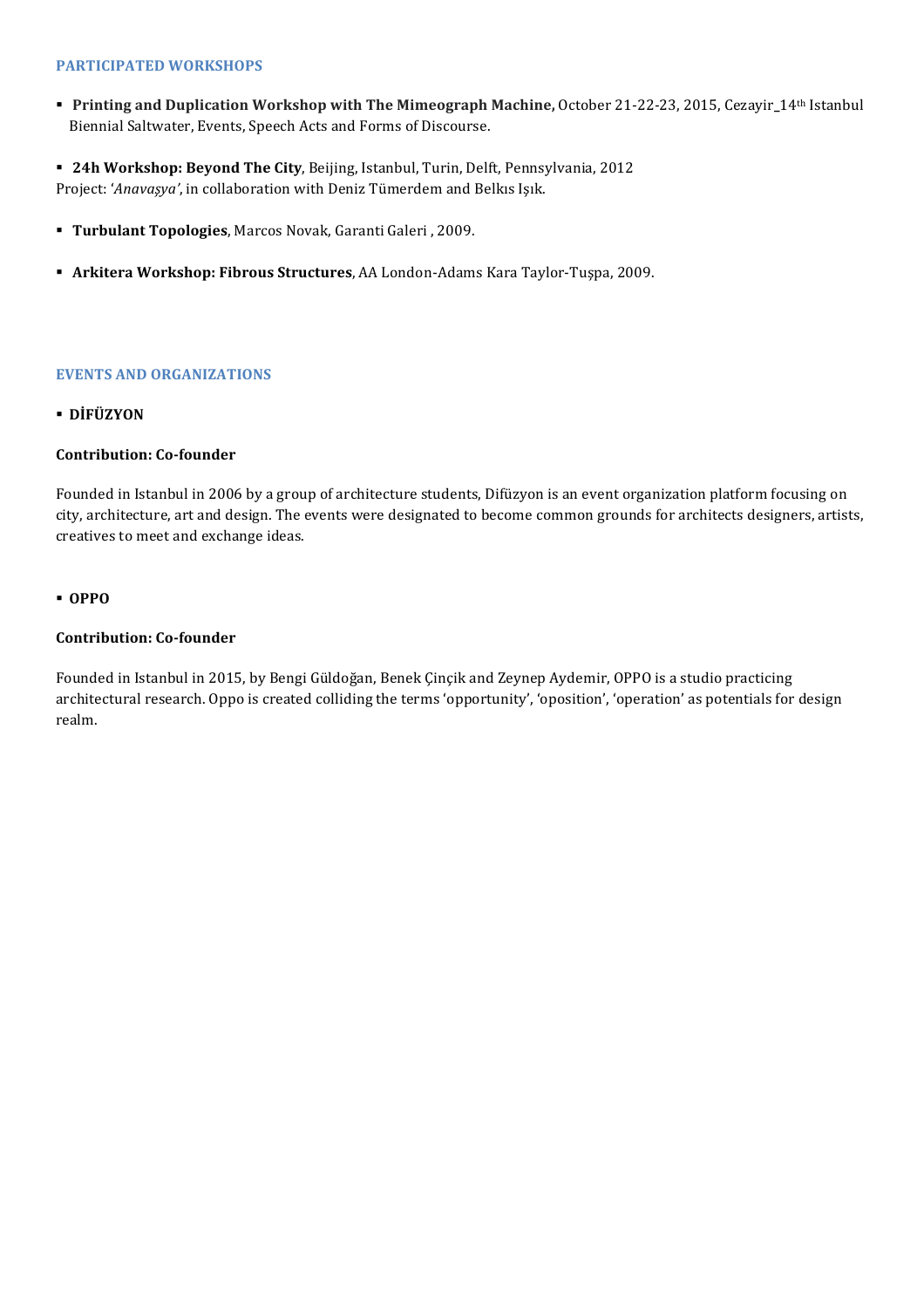## PARTICIPATED WORKSHOPS

- **Printing and Duplication Workshop with The Mimeograph Machine,** October 21-22-23, 2015, Cezayir_14th Istanbul Biennial Saltwater, Events, Speech Acts and Forms of Discourse.

- **24h Workshop: Beyond The City**, Beijing, Istanbul, Turin, Delft, Pennsylvania, 2012
Project: '*Anavaşya'*, in collaboration with Deniz Tümerdem and Belkıs Işık.

- **Turbulant Topologies**, Marcos Novak, Garanti Galeri , 2009.

- **Arkitera Workshop: Fibrous Structures**, AA London-Adams Kara Taylor-Tuşpa, 2009.

## EVENTS AND ORGANIZATIONS

- **DİFÜZYON**

**Contribution: Co-founder**

Founded in Istanbul in 2006 by a group of architecture students, Difüzyon is an event organization platform focusing on city, architecture, art and design. The events were designated to become common grounds for architects designers, artists, creatives to meet and exchange ideas.

- **OPPO**

**Contribution: Co-founder**

Founded in Istanbul in 2015, by Bengi Güldoğan, Benek Çinçik and Zeynep Aydemir, OPPO is a studio practicing architectural research. Oppo is created colliding the terms 'opportunity', 'oposition', 'operation' as potentials for design realm.